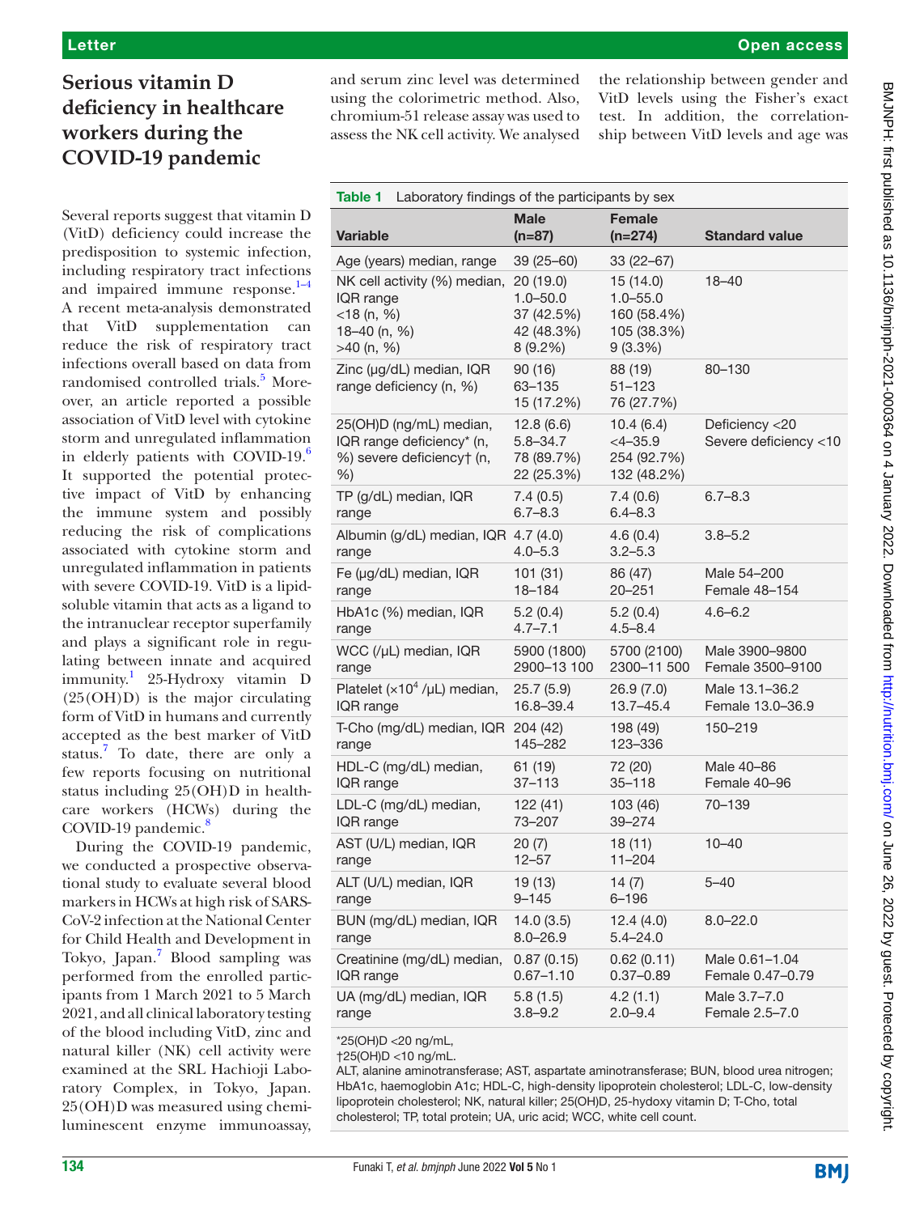# Serious vitamin D deficiency in healthcare workers during the COVID-19 pandemic

Several reports suggest that vitamin D (VitD) deficiency could increase the predisposition to systemic infection, including respiratory tract infections and impaired immune response.[1–4] A recent meta-analysis demonstrated that VitD supplementation can reduce the risk of respiratory tract infections overall based on data from randomised controlled trials.[5] Moreover, an article reported a possible association of VitD level with cytokine storm and unregulated inflammation in elderly patients with COVID-19.[6] It supported the potential protective impact of VitD by enhancing the immune system and possibly reducing the risk of complications associated with cytokine storm and unregulated inflammation in patients with severe COVID-19. VitD is a lipid-soluble vitamin that acts as a ligand to the intranuclear receptor superfamily and plays a significant role in regulating between innate and acquired immunity.[1] 25-Hydroxy vitamin D (25(OH)D) is the major circulating form of VitD in humans and currently accepted as the best marker of VitD status.[7] To date, there are only a few reports focusing on nutritional status including 25(OH)D in healthcare workers (HCWs) during the COVID-19 pandemic.[8]

During the COVID-19 pandemic, we conducted a prospective observational study to evaluate several blood markers in HCWs at high risk of SARS-CoV-2 infection at the National Center for Child Health and Development in Tokyo, Japan.[7] Blood sampling was performed from the enrolled participants from 1 March 2021 to 5 March 2021, and all clinical laboratory testing of the blood including VitD, zinc and natural killer (NK) cell activity were examined at the SRL Hachioji Laboratory Complex, in Tokyo, Japan. 25(OH)D was measured using chemiluminescent enzyme immunoassay, and serum zinc level was determined using the colorimetric method. Also, chromium-51 release assay was used to assess the NK cell activity. We analysed the relationship between gender and VitD levels using the Fisher's exact test. In addition, the correlationship between VitD levels and age was

**Table 1** Laboratory findings of the participants by sex

| Variable | Male (n=87) | Female (n=274) | Standard value |
|---|---|---|---|
| Age (years) median, range | 39 (25–60) | 33 (22–67) | |
| NK cell activity (%) median, IQR range<br><18 (n, %)<br>18–40 (n, %)<br>>40 (n, %) | 20 (19.0)<br>1.0–50.0<br>37 (42.5%)<br>42 (48.3%)<br>8 (9.2%) | 15 (14.0)<br>1.0–55.0<br>160 (58.4%)<br>105 (38.3%)<br>9 (3.3%) | 18–40 |
| Zinc (μg/dL) median, IQR range deficiency (n, %) | 90 (16)<br>63–135<br>15 (17.2%) | 88 (19)<br>51–123<br>76 (27.7%) | 80–130 |
| 25(OH)D (ng/mL) median, IQR range deficiency* (n, %) severe deficiency† (n, %) | 12.8 (6.6)<br>5.8–34.7<br>78 (89.7%)<br>22 (25.3%) | 10.4 (6.4)<br><4–35.9<br>254 (92.7%)<br>132 (48.2%) | Deficiency <20<br>Severe deficiency <10 |
| TP (g/dL) median, IQR range | 7.4 (0.5)<br>6.7–8.3 | 7.4 (0.6)<br>6.4–8.3 | 6.7–8.3 |
| Albumin (g/dL) median, IQR range | 4.7 (4.0)<br>4.0–5.3 | 4.6 (0.4)<br>3.2–5.3 | 3.8–5.2 |
| Fe (μg/dL) median, IQR range | 101 (31)<br>18–184 | 86 (47)<br>20–251 | Male 54–200<br>Female 48–154 |
| HbA1c (%) median, IQR range | 5.2 (0.4)<br>4.7–7.1 | 5.2 (0.4)<br>4.5–8.4 | 4.6–6.2 |
| WCC (/μL) median, IQR range | 5900 (1800)<br>2900–13 100 | 5700 (2100)<br>2300–11 500 | Male 3900–9800<br>Female 3500–9100 |
| Platelet ($\times 10^4$ /μL) median, IQR range | 25.7 (5.9)<br>16.8–39.4 | 26.9 (7.0)<br>13.7–45.4 | Male 13.1–36.2<br>Female 13.0–36.9 |
| T-Cho (mg/dL) median, IQR range | 204 (42)<br>145–282 | 198 (49)<br>123–336 | 150–219 |
| HDL-C (mg/dL) median, IQR range | 61 (19)<br>37–113 | 72 (20)<br>35–118 | Male 40–86<br>Female 40–96 |
| LDL-C (mg/dL) median, IQR range | 122 (41)<br>73–207 | 103 (46)<br>39–274 | 70–139 |
| AST (U/L) median, IQR range | 20 (7)<br>12–57 | 18 (11)<br>11–204 | 10–40 |
| ALT (U/L) median, IQR range | 19 (13)<br>9–145 | 14 (7)<br>6–196 | 5–40 |
| BUN (mg/dL) median, IQR range | 14.0 (3.5)<br>8.0–26.9 | 12.4 (4.0)<br>5.4–24.0 | 8.0–22.0 |
| Creatinine (mg/dL) median, IQR range | 0.87 (0.15)<br>0.67–1.10 | 0.62 (0.11)<br>0.37–0.89 | Male 0.61–1.04<br>Female 0.47–0.79 |
| UA (mg/dL) median, IQR range | 5.8 (1.5)<br>3.8–9.2 | 4.2 (1.1)<br>2.0–9.4 | Male 3.7–7.0<br>Female 2.5–7.0 |

*25(OH)D <20 ng/mL,
†25(OH)D <10 ng/mL.
ALT, alanine aminotransferase; AST, aspartate aminotransferase; BUN, blood urea nitrogen; HbA1c, haemoglobin A1c; HDL-C, high-density lipoprotein cholesterol; LDL-C, low-density lipoprotein cholesterol; NK, natural killer; 25(OH)D, 25-hydoxy vitamin D; T-Cho, total cholesterol; TP, total protein; UA, uric acid; WCC, white cell count.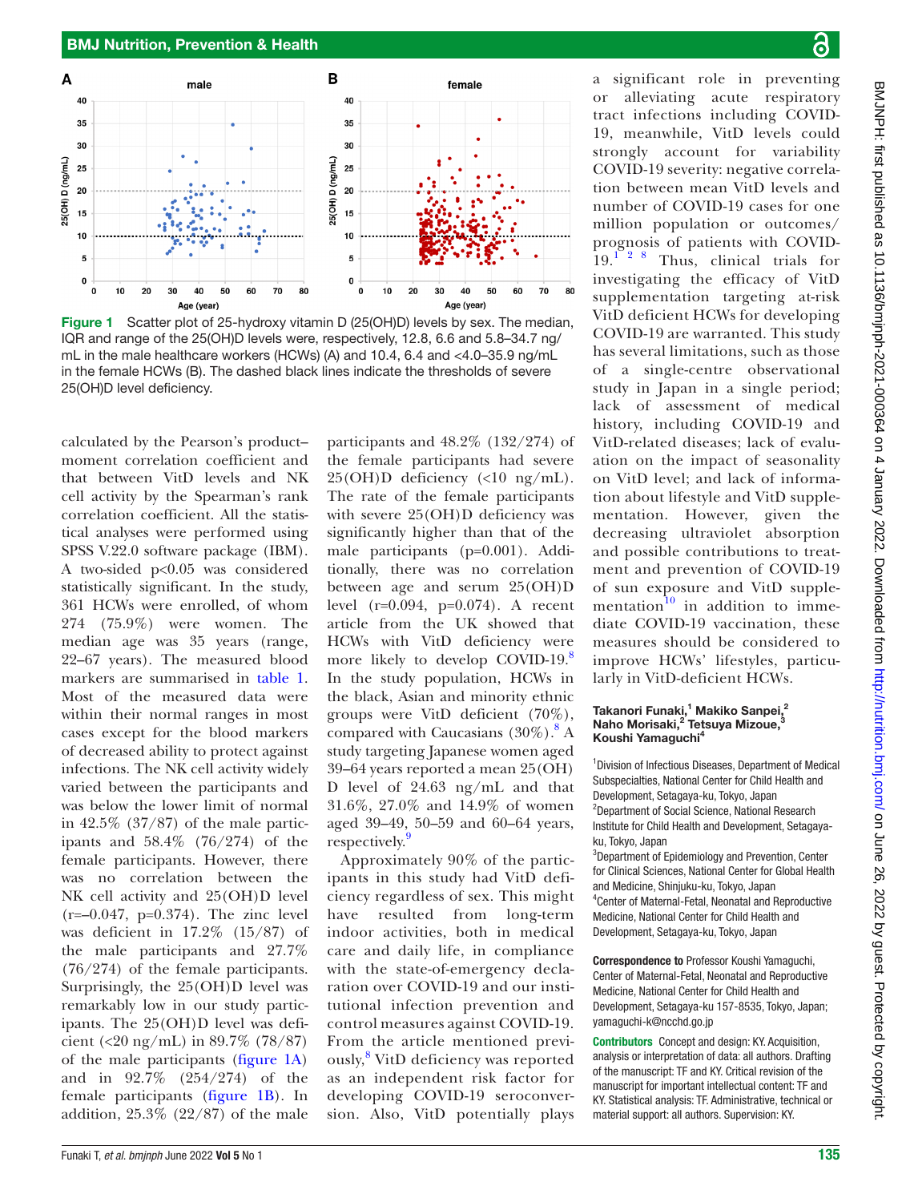Figure 1 Scatter plot of 25-hydroxy vitamin D (25(OH)D) levels by sex. The median, IQR and range of the 25(OH)D levels were, respectively, 12.8, 6.6 and 5.8–34.7 ng/mL in the male healthcare workers (HCWs) (A) and 10.4, 6.4 and <4.0–35.9 ng/mL in the female HCWs (B). The dashed black lines indicate the thresholds of severe 25(OH)D level deficiency.

calculated by the Pearson's product–moment correlation coefficient and that between VitD levels and NK cell activity by the Spearman's rank correlation coefficient. All the statistical analyses were performed using SPSS V.22.0 software package (IBM). A two-sided p<0.05 was considered statistically significant. In the study, 361 HCWs were enrolled, of whom 274 (75.9%) were women. The median age was 35 years (range, 22–67 years). The measured blood markers are summarised in table 1. Most of the measured data were within their normal ranges in most cases except for the blood markers of decreased ability to protect against infections. The NK cell activity widely varied between the participants and was below the lower limit of normal in 42.5% (37/87) of the male participants and 58.4% (76/274) of the female participants. However, there was no correlation between the NK cell activity and 25(OH)D level (r=–0.047, p=0.374). The zinc level was deficient in 17.2% (15/87) of the male participants and 27.7% (76/274) of the female participants. Surprisingly, the 25(OH)D level was remarkably low in our study participants. The 25(OH)D level was deficient (<20 ng/mL) in 89.7% (78/87) of the male participants (figure 1A) and in 92.7% (254/274) of the female participants (figure 1B). In addition, 25.3% (22/87) of the male participants and 48.2% (132/274) of the female participants had severe 25(OH)D deficiency (<10 ng/mL). The rate of the female participants with severe 25(OH)D deficiency was significantly higher than that of the male participants (p=0.001). Additionally, there was no correlation between age and serum 25(OH)D level (r=0.094, p=0.074). A recent article from the UK showed that HCWs with VitD deficiency were more likely to develop COVID-19.[8] In the study population, HCWs in the black, Asian and minority ethnic groups were VitD deficient (70%), compared with Caucasians (30%).[8] A study targeting Japanese women aged 39–64 years reported a mean 25(OH) D level of 24.63 ng/mL and that 31.6%, 27.0% and 14.9% of women aged 39–49, 50–59 and 60–64 years, respectively.[9]

Approximately 90% of the participants in this study had VitD deficiency regardless of sex. This might have resulted from long-term indoor activities, both in medical care and daily life, in compliance with the state-of-emergency declaration over COVID-19 and our institutional infection prevention and control measures against COVID-19. From the article mentioned previously,[8] VitD deficiency was reported as an independent risk factor for developing COVID-19 seroconversion. Also, VitD potentially plays a significant role in preventing or alleviating acute respiratory tract infections including COVID-19, meanwhile, VitD levels could strongly account for variability COVID-19 severity: negative correlation between mean VitD levels and number of COVID-19 cases for one million population or outcomes/prognosis of patients with COVID-19.[1 2 8] Thus, clinical trials for investigating the efficacy of VitD supplementation targeting at-risk VitD deficient HCWs for developing COVID-19 are warranted. This study has several limitations, such as those of a single-centre observational study in Japan in a single period; lack of assessment of medical history, including COVID-19 and VitD-related diseases; lack of evaluation on the impact of seasonality on VitD level; and lack of information about lifestyle and VitD supplementation. However, given the decreasing ultraviolet absorption and possible contributions to treatment and prevention of COVID-19 of sun exposure and VitD supplementation[10] in addition to immediate COVID-19 vaccination, these measures should be considered to improve HCWs' lifestyles, particularly in VitD-deficient HCWs.

**Takanori Funaki,[1] Makiko Sanpei,[2] Naho Morisaki,[2] Tetsuya Mizoue,[3] Koushi Yamaguchi[4]**

[1]Division of Infectious Diseases, Department of Medical Subspecialties, National Center for Child Health and Development, Setagaya-ku, Tokyo, Japan
[2]Department of Social Science, National Research Institute for Child Health and Development, Setagaya-ku, Tokyo, Japan
[3]Department of Epidemiology and Prevention, Center for Clinical Sciences, National Center for Global Health and Medicine, Shinjuku-ku, Tokyo, Japan
[4]Center of Maternal-Fetal, Neonatal and Reproductive Medicine, National Center for Child Health and Development, Setagaya-ku, Tokyo, Japan

**Correspondence to** Professor Koushi Yamaguchi, Center of Maternal-Fetal, Neonatal and Reproductive Medicine, National Center for Child Health and Development, Setagaya-ku 157-8535, Tokyo, Japan; yamaguchi-k@ncchd.go.jp

**Contributors** Concept and design: KY. Acquisition, analysis or interpretation of data: all authors. Drafting of the manuscript: TF and KY. Critical revision of the manuscript for important intellectual content: TF and KY. Statistical analysis: TF. Administrative, technical or material support: all authors. Supervision: KY.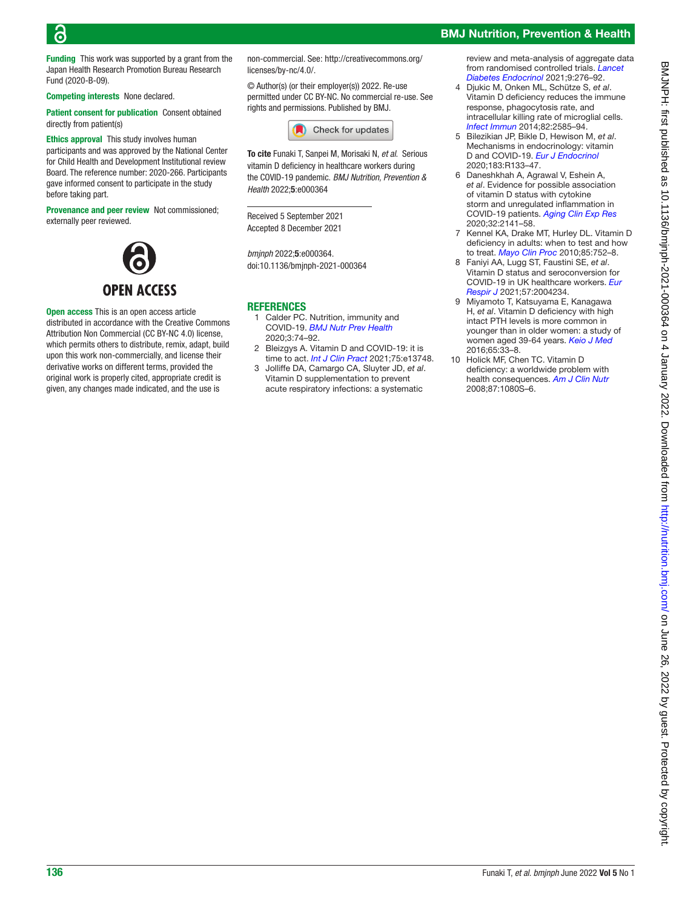**Funding** This work was supported by a grant from the Japan Health Research Promotion Bureau Research Fund (2020-B-09).

**Competing interests** None declared.

**Patient consent for publication** Consent obtained directly from patient(s)

**Ethics approval** This study involves human participants and was approved by the National Center for Child Health and Development Institutional review Board. The reference number: 2020-266. Participants gave informed consent to participate in the study before taking part.

**Provenance and peer review** Not commissioned; externally peer reviewed.

OPEN ACCESS

**Open access** This is an open access article distributed in accordance with the Creative Commons Attribution Non Commercial (CC BY-NC 4.0) license, which permits others to distribute, remix, adapt, build upon this work non-commercially, and license their derivative works on different terms, provided the original work is properly cited, appropriate credit is given, any changes made indicated, and the use is non-commercial. See: http://creativecommons.org/licenses/by-nc/4.0/.

© Author(s) (or their employer(s)) 2022. Re-use permitted under CC BY-NC. No commercial re-use. See rights and permissions. Published by BMJ.

Check for updates

**To cite** Funaki T, Sanpei M, Morisaki N, *et al*. Serious vitamin D deficiency in healthcare workers during the COVID-19 pandemic. *BMJ Nutrition, Prevention & Health* 2022;**5**:e000364

Received 5 September 2021
Accepted 8 December 2021

*bmjnph* 2022;**5**:e000364.
doi:10.1136/bmjnph-2021-000364

## REFERENCES

1. Calder PC. Nutrition, immunity and COVID-19. *BMJ Nutr Prev Health* 2020;3:74–92.
2. Bleizgys A. Vitamin D and COVID-19: it is time to act. *Int J Clin Pract* 2021;75:e13748.
3. Jolliffe DA, Camargo CA, Sluyter JD, *et al*. Vitamin D supplementation to prevent acute respiratory infections: a systematic review and meta-analysis of aggregate data from randomised controlled trials. *Lancet Diabetes Endocrinol* 2021;9:276–92.
4. Djukic M, Onken ML, Schütze S, *et al*. Vitamin D deficiency reduces the immune response, phagocytosis rate, and intracellular killing rate of microglial cells. *Infect Immun* 2014;82:2585–94.
5. Bilezikian JP, Bikle D, Hewison M, *et al*. Mechanisms in endocrinology: vitamin D and COVID-19. *Eur J Endocrinol* 2020;183:R133–47.
6. Daneshkhah A, Agrawal V, Eshein A, *et al*. Evidence for possible association of vitamin D status with cytokine storm and unregulated inflammation in COVID-19 patients. *Aging Clin Exp Res* 2020;32:2141–58.
7. Kennel KA, Drake MT, Hurley DL. Vitamin D deficiency in adults: when to test and how to treat. *Mayo Clin Proc* 2010;85:752–8.
8. Faniyi AA, Lugg ST, Faustini SE, *et al*. Vitamin D status and seroconversion for COVID-19 in UK healthcare workers. *Eur Respir J* 2021;57:2004234.
9. Miyamoto T, Katsuyama E, Kanagawa H, *et al*. Vitamin D deficiency with high intact PTH levels is more common in younger than in older women: a study of women aged 39-64 years. *Keio J Med* 2016;65:33–8.
10. Holick MF, Chen TC. Vitamin D deficiency: a worldwide problem with health consequences. *Am J Clin Nutr* 2008;87:1080S–6.